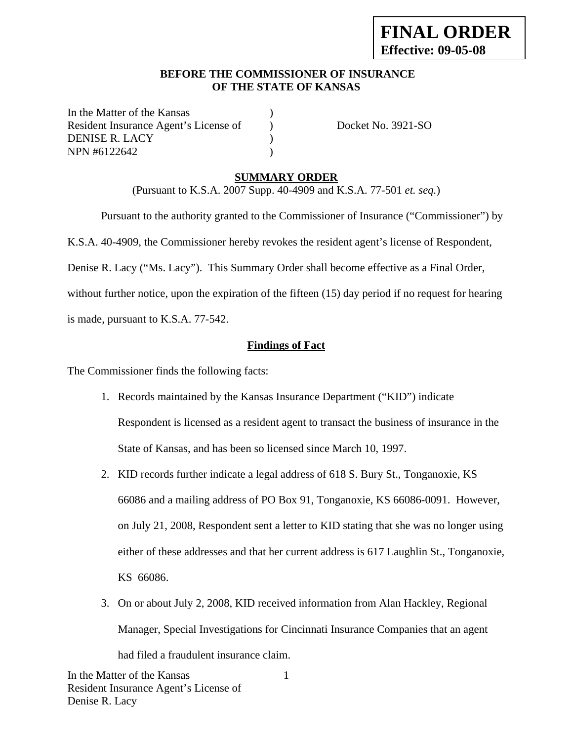**FINAL ORDER**
**Effective: 09-05-08**

**BEFORE THE COMMISSIONER OF INSURANCE**
**OF THE STATE OF KANSAS**

In the Matter of the Kansas )
Resident Insurance Agent's License of ) Docket No. 3921-SO
DENISE R. LACY )
NPN #6122642 )

**SUMMARY ORDER**

(Pursuant to K.S.A. 2007 Supp. 40-4909 and K.S.A. 77-501 *et. seq.*)

Pursuant to the authority granted to the Commissioner of Insurance ("Commissioner") by K.S.A. 40-4909, the Commissioner hereby revokes the resident agent's license of Respondent, Denise R. Lacy ("Ms. Lacy"). This Summary Order shall become effective as a Final Order, without further notice, upon the expiration of the fifteen (15) day period if no request for hearing is made, pursuant to K.S.A. 77-542.

**Findings of Fact**

The Commissioner finds the following facts:

1. Records maintained by the Kansas Insurance Department ("KID") indicate Respondent is licensed as a resident agent to transact the business of insurance in the State of Kansas, and has been so licensed since March 10, 1997.
2. KID records further indicate a legal address of 618 S. Bury St., Tonganoxie, KS 66086 and a mailing address of PO Box 91, Tonganoxie, KS 66086-0091. However, on July 21, 2008, Respondent sent a letter to KID stating that she was no longer using either of these addresses and that her current address is 617 Laughlin St., Tonganoxie, KS 66086.
3. On or about July 2, 2008, KID received information from Alan Hackley, Regional Manager, Special Investigations for Cincinnati Insurance Companies that an agent had filed a fraudulent insurance claim.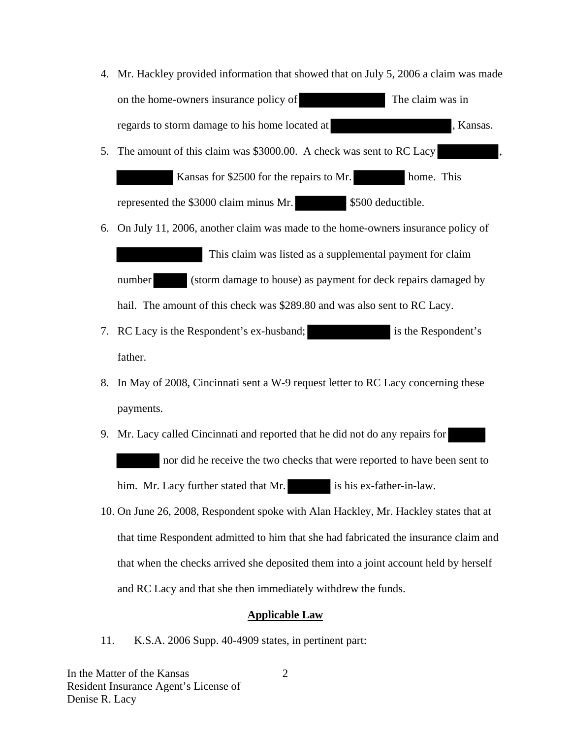4. Mr. Hackley provided information that showed that on July 5, 2006 a claim was made on the home-owners insurance policy of [REDACTED] The claim was in regards to storm damage to his home located at [REDACTED], Kansas.

5. The amount of this claim was $3000.00. A check was sent to RC Lacy [REDACTED], [REDACTED] Kansas for $2500 for the repairs to Mr. [REDACTED] home. This represented the $3000 claim minus Mr. [REDACTED] $500 deductible.

6. On July 11, 2006, another claim was made to the home-owners insurance policy of [REDACTED] This claim was listed as a supplemental payment for claim number [REDACTED] (storm damage to house) as payment for deck repairs damaged by hail. The amount of this check was $289.80 and was also sent to RC Lacy.

7. RC Lacy is the Respondent's ex-husband; [REDACTED] is the Respondent's father.

8. In May of 2008, Cincinnati sent a W-9 request letter to RC Lacy concerning these payments.

9. Mr. Lacy called Cincinnati and reported that he did not do any repairs for [REDACTED] [REDACTED] nor did he receive the two checks that were reported to have been sent to him. Mr. Lacy further stated that Mr. [REDACTED] is his ex-father-in-law.

10. On June 26, 2008, Respondent spoke with Alan Hackley, Mr. Hackley states that at that time Respondent admitted to him that she had fabricated the insurance claim and that when the checks arrived she deposited them into a joint account held by herself and RC Lacy and that she then immediately withdrew the funds.

**Applicable Law**

11. K.S.A. 2006 Supp. 40-4909 states, in pertinent part: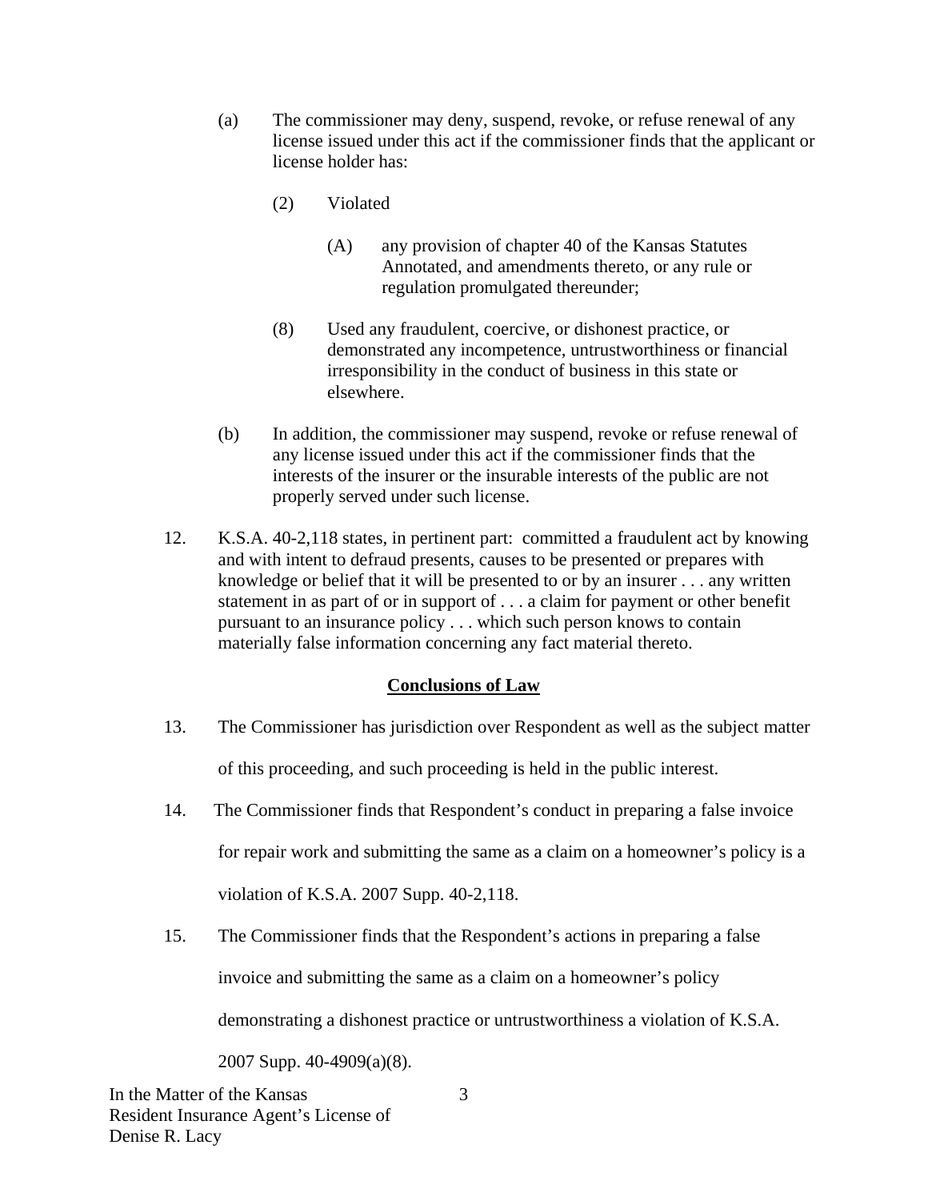(a) The commissioner may deny, suspend, revoke, or refuse renewal of any license issued under this act if the commissioner finds that the applicant or license holder has:

(2) Violated

(A) any provision of chapter 40 of the Kansas Statutes Annotated, and amendments thereto, or any rule or regulation promulgated thereunder;

(8) Used any fraudulent, coercive, or dishonest practice, or demonstrated any incompetence, untrustworthiness or financial irresponsibility in the conduct of business in this state or elsewhere.

(b) In addition, the commissioner may suspend, revoke or refuse renewal of any license issued under this act if the commissioner finds that the interests of the insurer or the insurable interests of the public are not properly served under such license.

12. K.S.A. 40-2,118 states, in pertinent part: committed a fraudulent act by knowing and with intent to defraud presents, causes to be presented or prepares with knowledge or belief that it will be presented to or by an insurer . . . any written statement in as part of or in support of . . . a claim for payment or other benefit pursuant to an insurance policy . . . which such person knows to contain materially false information concerning any fact material thereto.

**Conclusions of Law**

13. The Commissioner has jurisdiction over Respondent as well as the subject matter of this proceeding, and such proceeding is held in the public interest.

14. The Commissioner finds that Respondent's conduct in preparing a false invoice for repair work and submitting the same as a claim on a homeowner's policy is a violation of K.S.A. 2007 Supp. 40-2,118.

15. The Commissioner finds that the Respondent's actions in preparing a false invoice and submitting the same as a claim on a homeowner's policy demonstrating a dishonest practice or untrustworthiness a violation of K.S.A. 2007 Supp. 40-4909(a)(8).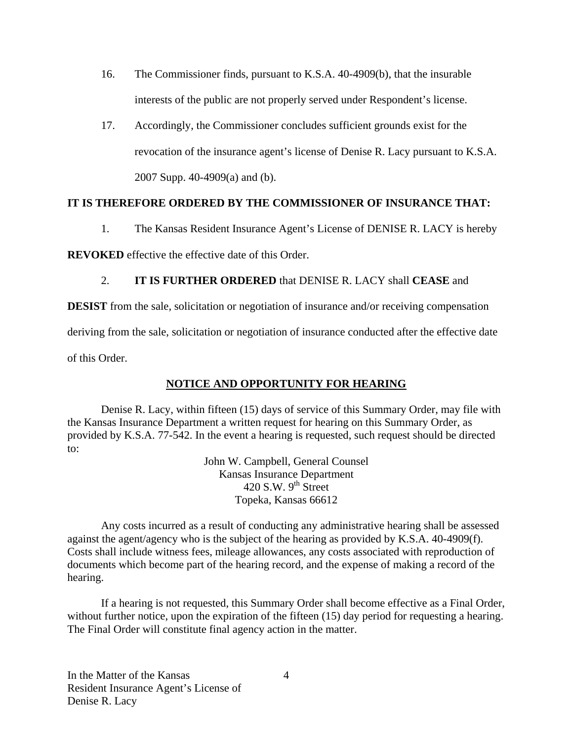16. The Commissioner finds, pursuant to K.S.A. 40-4909(b), that the insurable interests of the public are not properly served under Respondent's license.

17. Accordingly, the Commissioner concludes sufficient grounds exist for the revocation of the insurance agent's license of Denise R. Lacy pursuant to K.S.A. 2007 Supp. 40-4909(a) and (b).

**IT IS THEREFORE ORDERED BY THE COMMISSIONER OF INSURANCE THAT:**

1. The Kansas Resident Insurance Agent's License of DENISE R. LACY is hereby **REVOKED** effective the effective date of this Order.

2. **IT IS FURTHER ORDERED** that DENISE R. LACY shall **CEASE** and **DESIST** from the sale, solicitation or negotiation of insurance and/or receiving compensation deriving from the sale, solicitation or negotiation of insurance conducted after the effective date of this Order.

## NOTICE AND OPPORTUNITY FOR HEARING

Denise R. Lacy, within fifteen (15) days of service of this Summary Order, may file with the Kansas Insurance Department a written request for hearing on this Summary Order, as provided by K.S.A. 77-542. In the event a hearing is requested, such request should be directed to:

John W. Campbell, General Counsel
Kansas Insurance Department
420 S.W. 9th Street
Topeka, Kansas 66612

Any costs incurred as a result of conducting any administrative hearing shall be assessed against the agent/agency who is the subject of the hearing as provided by K.S.A. 40-4909(f). Costs shall include witness fees, mileage allowances, any costs associated with reproduction of documents which become part of the hearing record, and the expense of making a record of the hearing.

If a hearing is not requested, this Summary Order shall become effective as a Final Order, without further notice, upon the expiration of the fifteen (15) day period for requesting a hearing. The Final Order will constitute final agency action in the matter.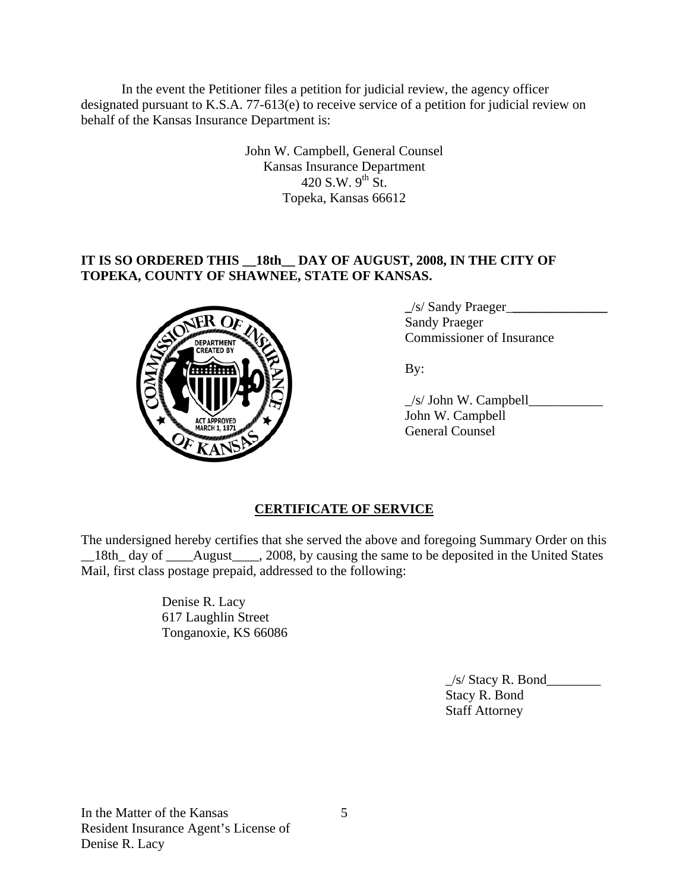In the event the Petitioner files a petition for judicial review, the agency officer designated pursuant to K.S.A. 77-613(e) to receive service of a petition for judicial review on behalf of the Kansas Insurance Department is:

John W. Campbell, General Counsel
Kansas Insurance Department
420 S.W. 9th St.
Topeka, Kansas 66612

**IT IS SO ORDERED THIS __18th__ DAY OF AUGUST, 2008, IN THE CITY OF TOPEKA, COUNTY OF SHAWNEE, STATE OF KANSAS.**

_/s/ Sandy Praeger_______________
Sandy Praeger
Commissioner of Insurance

By:

_/s/ John W. Campbell___________
John W. Campbell
General Counsel

## CERTIFICATE OF SERVICE

The undersigned hereby certifies that she served the above and foregoing Summary Order on this __18th_ day of ____August____, 2008, by causing the same to be deposited in the United States Mail, first class postage prepaid, addressed to the following:

Denise R. Lacy
617 Laughlin Street
Tonganoxie, KS 66086

_/s/ Stacy R. Bond________
Stacy R. Bond
Staff Attorney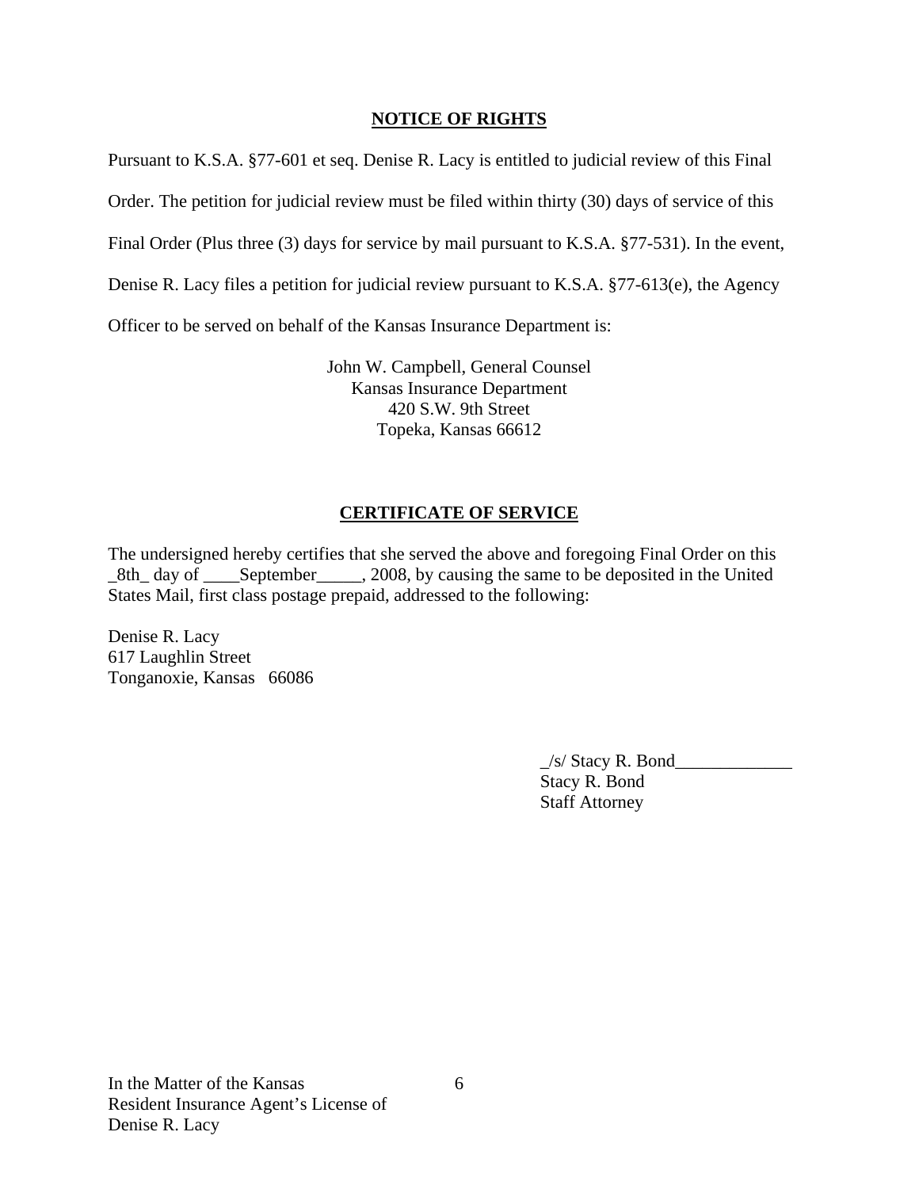## NOTICE OF RIGHTS

Pursuant to K.S.A. §77-601 et seq. Denise R. Lacy is entitled to judicial review of this Final Order. The petition for judicial review must be filed within thirty (30) days of service of this Final Order (Plus three (3) days for service by mail pursuant to K.S.A. §77-531). In the event, Denise R. Lacy files a petition for judicial review pursuant to K.S.A. §77-613(e), the Agency Officer to be served on behalf of the Kansas Insurance Department is:

John W. Campbell, General Counsel  
Kansas Insurance Department  
420 S.W. 9th Street  
Topeka, Kansas 66612

## CERTIFICATE OF SERVICE

The undersigned hereby certifies that she served the above and foregoing Final Order on this _8th_ day of ____September_____, 2008, by causing the same to be deposited in the United States Mail, first class postage prepaid, addressed to the following:

Denise R. Lacy  
617 Laughlin Street  
Tonganoxie, Kansas 66086

_/s/ Stacy R. Bond_____________  
Stacy R. Bond  
Staff Attorney

In the Matter of the Kansas  
Resident Insurance Agent's License of  
Denise R. Lacy